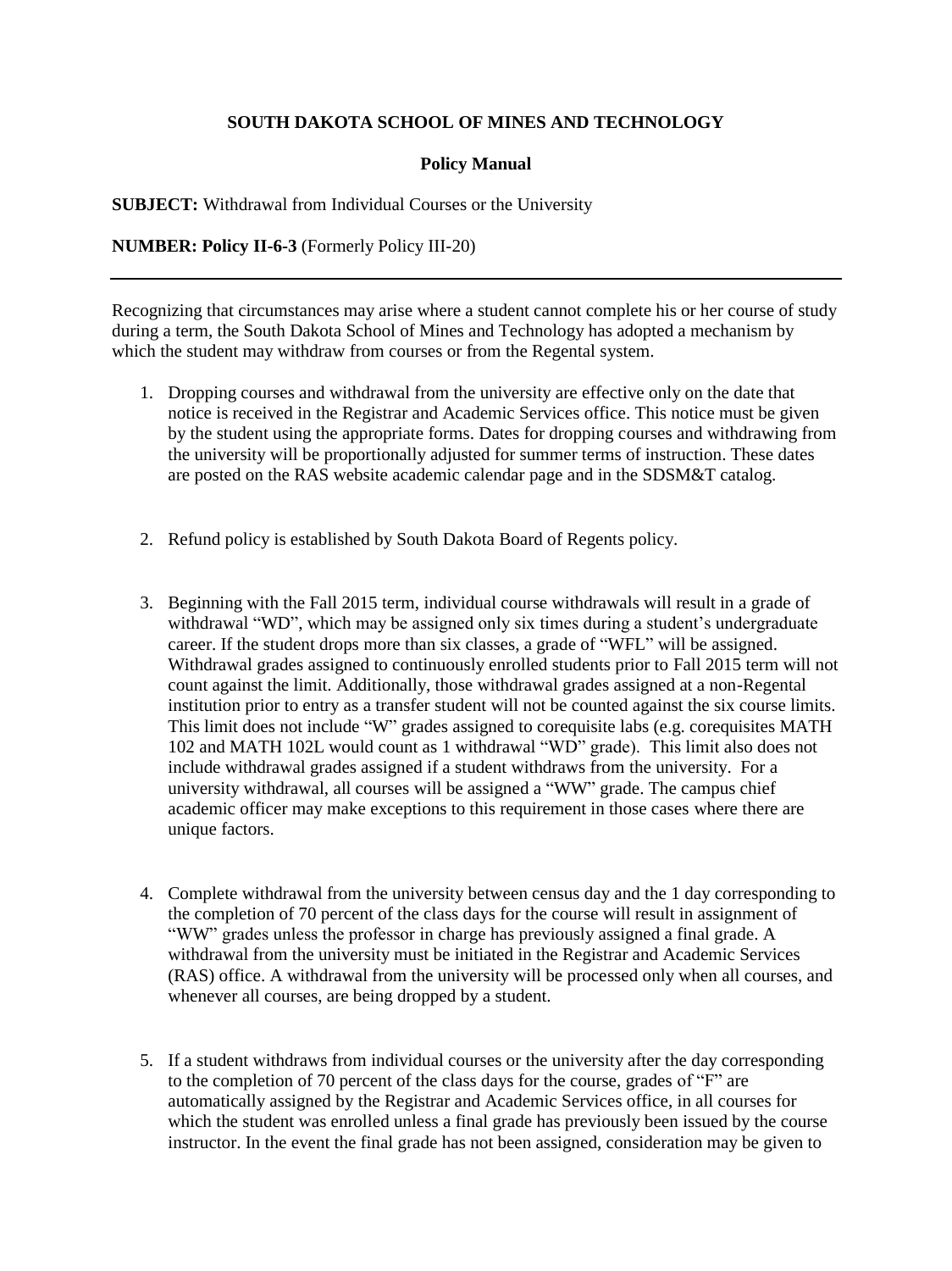**SOUTH DAKOTA SCHOOL OF MINES AND TECHNOLOGY**

**Policy Manual**

**SUBJECT:** Withdrawal from Individual Courses or the University

**NUMBER: Policy II-6-3** (Formerly Policy III-20)

---

Recognizing that circumstances may arise where a student cannot complete his or her course of study during a term, the South Dakota School of Mines and Technology has adopted a mechanism by which the student may withdraw from courses or from the Regental system.

1. Dropping courses and withdrawal from the university are effective only on the date that notice is received in the Registrar and Academic Services office. This notice must be given by the student using the appropriate forms. Dates for dropping courses and withdrawing from the university will be proportionally adjusted for summer terms of instruction. These dates are posted on the RAS website academic calendar page and in the SDSM&T catalog.

2. Refund policy is established by South Dakota Board of Regents policy.

3. Beginning with the Fall 2015 term, individual course withdrawals will result in a grade of withdrawal "WD", which may be assigned only six times during a student's undergraduate career. If the student drops more than six classes, a grade of "WFL" will be assigned. Withdrawal grades assigned to continuously enrolled students prior to Fall 2015 term will not count against the limit. Additionally, those withdrawal grades assigned at a non-Regental institution prior to entry as a transfer student will not be counted against the six course limits. This limit does not include "W" grades assigned to corequisite labs (e.g. corequisites MATH 102 and MATH 102L would count as 1 withdrawal "WD" grade). This limit also does not include withdrawal grades assigned if a student withdraws from the university. For a university withdrawal, all courses will be assigned a "WW" grade. The campus chief academic officer may make exceptions to this requirement in those cases where there are unique factors.

4. Complete withdrawal from the university between census day and the 1 day corresponding to the completion of 70 percent of the class days for the course will result in assignment of "WW" grades unless the professor in charge has previously assigned a final grade. A withdrawal from the university must be initiated in the Registrar and Academic Services (RAS) office. A withdrawal from the university will be processed only when all courses, and whenever all courses, are being dropped by a student.

5. If a student withdraws from individual courses or the university after the day corresponding to the completion of 70 percent of the class days for the course, grades of "F" are automatically assigned by the Registrar and Academic Services office, in all courses for which the student was enrolled unless a final grade has previously been issued by the course instructor. In the event the final grade has not been assigned, consideration may be given to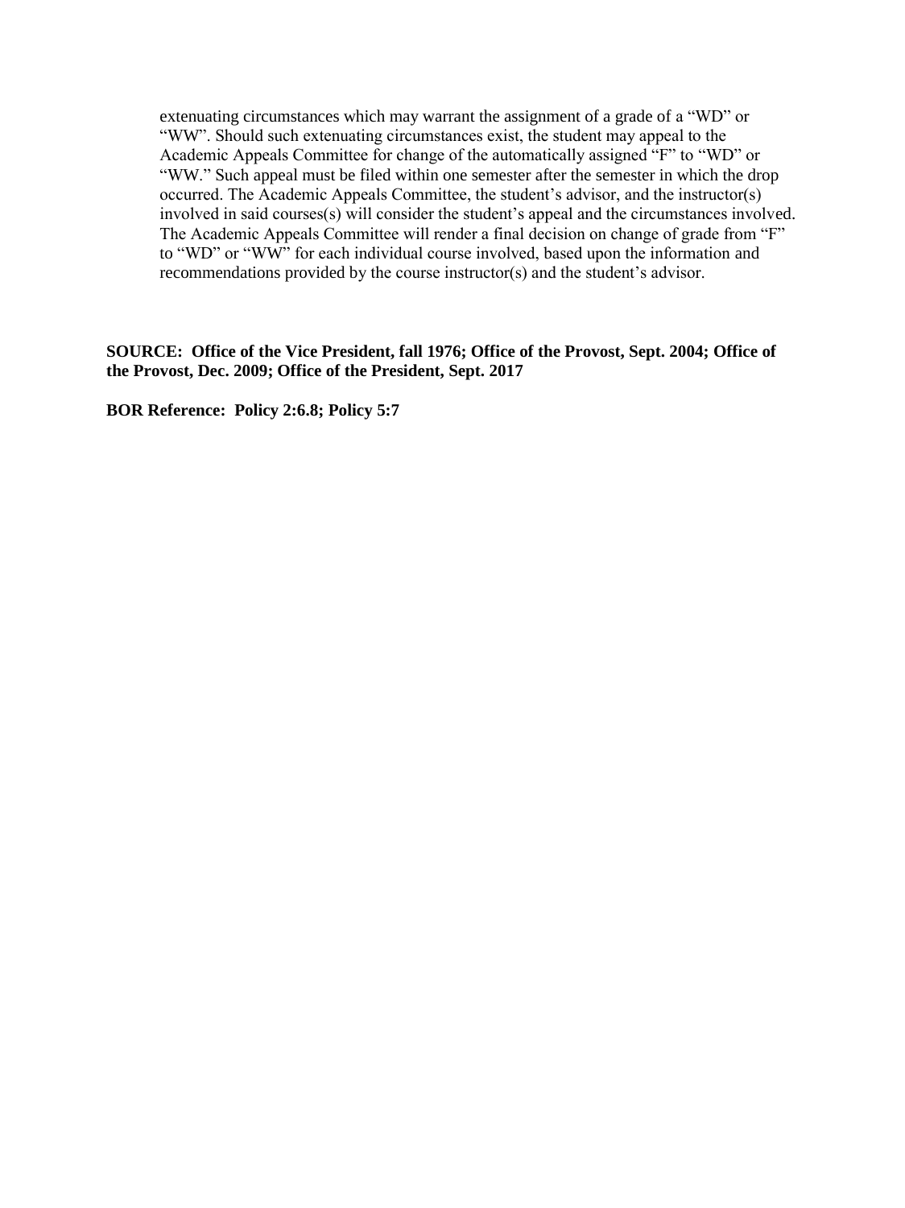extenuating circumstances which may warrant the assignment of a grade of a "WD" or "WW". Should such extenuating circumstances exist, the student may appeal to the Academic Appeals Committee for change of the automatically assigned "F" to "WD" or "WW." Such appeal must be filed within one semester after the semester in which the drop occurred. The Academic Appeals Committee, the student's advisor, and the instructor(s) involved in said courses(s) will consider the student's appeal and the circumstances involved. The Academic Appeals Committee will render a final decision on change of grade from "F" to "WD" or "WW" for each individual course involved, based upon the information and recommendations provided by the course instructor(s) and the student's advisor.

**SOURCE: Office of the Vice President, fall 1976; Office of the Provost, Sept. 2004; Office of the Provost, Dec. 2009; Office of the President, Sept. 2017**

**BOR Reference: Policy 2:6.8; Policy 5:7**